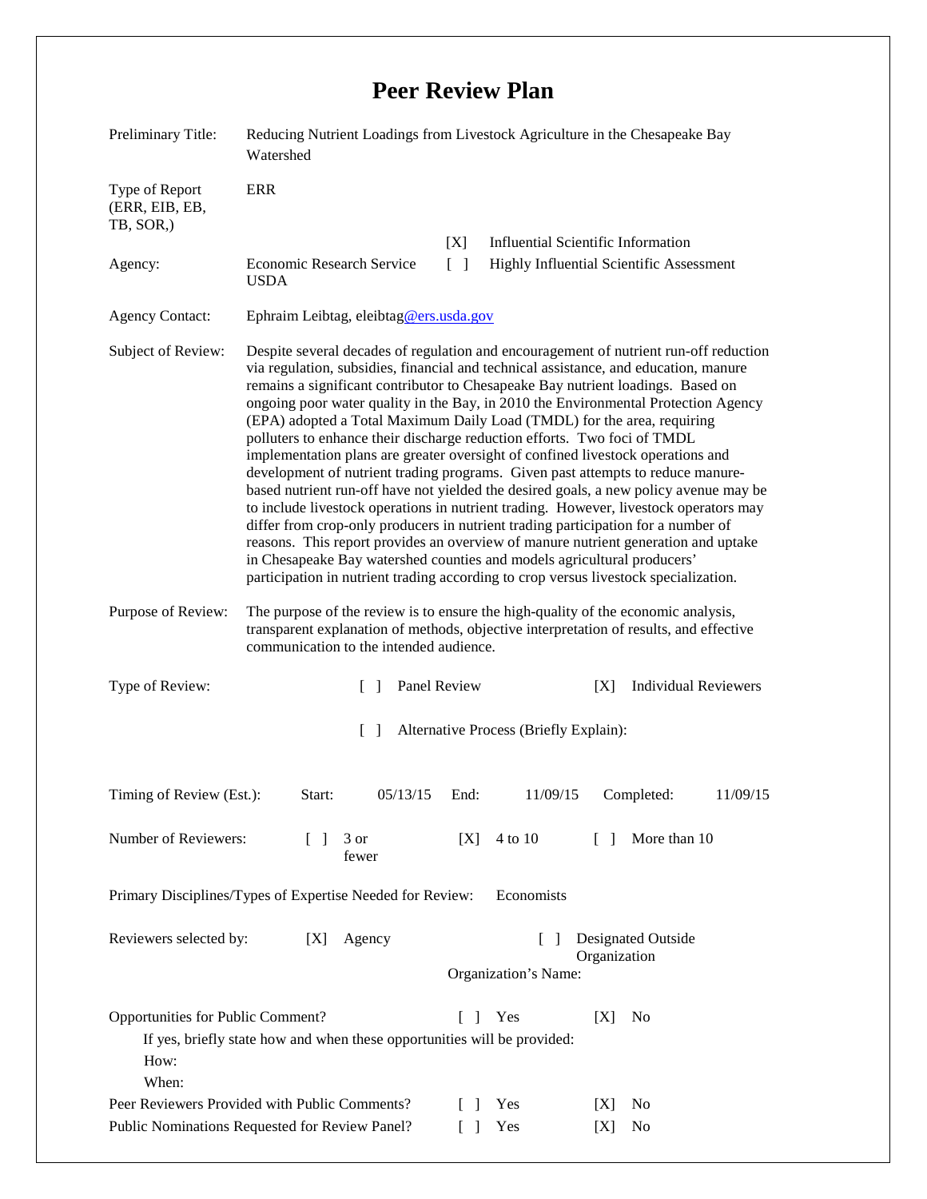# Peer Review Plan

Preliminary Title: Reducing Nutrient Loadings from Livestock Agriculture in the Chesapeake Bay Watershed

Type of Report (ERR, EIB, EB, TB, SOR,): ERR

Agency: Economic Research Service USDA

[X] Influential Scientific Information

[ ] Highly Influential Scientific Assessment

Agency Contact: Ephraim Leibtag, eleibtag@ers.usda.gov

Subject of Review: Despite several decades of regulation and encouragement of nutrient run-off reduction via regulation, subsidies, financial and technical assistance, and education, manure remains a significant contributor to Chesapeake Bay nutrient loadings. Based on ongoing poor water quality in the Bay, in 2010 the Environmental Protection Agency (EPA) adopted a Total Maximum Daily Load (TMDL) for the area, requiring polluters to enhance their discharge reduction efforts. Two foci of TMDL implementation plans are greater oversight of confined livestock operations and development of nutrient trading programs. Given past attempts to reduce manure-based nutrient run-off have not yielded the desired goals, a new policy avenue may be to include livestock operations in nutrient trading. However, livestock operators may differ from crop-only producers in nutrient trading participation for a number of reasons. This report provides an overview of manure nutrient generation and uptake in Chesapeake Bay watershed counties and models agricultural producers' participation in nutrient trading according to crop versus livestock specialization.

Purpose of Review: The purpose of the review is to ensure the high-quality of the economic analysis, transparent explanation of methods, objective interpretation of results, and effective communication to the intended audience.

Type of Review: [ ] Panel Review [X] Individual Reviewers

[ ] Alternative Process (Briefly Explain):

Timing of Review (Est.): Start: 05/13/15 End: 11/09/15 Completed: 11/09/15

Number of Reviewers: [ ] 3 or fewer [X] 4 to 10 [ ] More than 10

Primary Disciplines/Types of Expertise Needed for Review: Economists

Reviewers selected by: [X] Agency [ ] Designated Outside Organization

Organization's Name:

Opportunities for Public Comment? [ ] Yes [X] No

If yes, briefly state how and when these opportunities will be provided:

How:

When:

Peer Reviewers Provided with Public Comments? [ ] Yes [X] No

Public Nominations Requested for Review Panel? [ ] Yes [X] No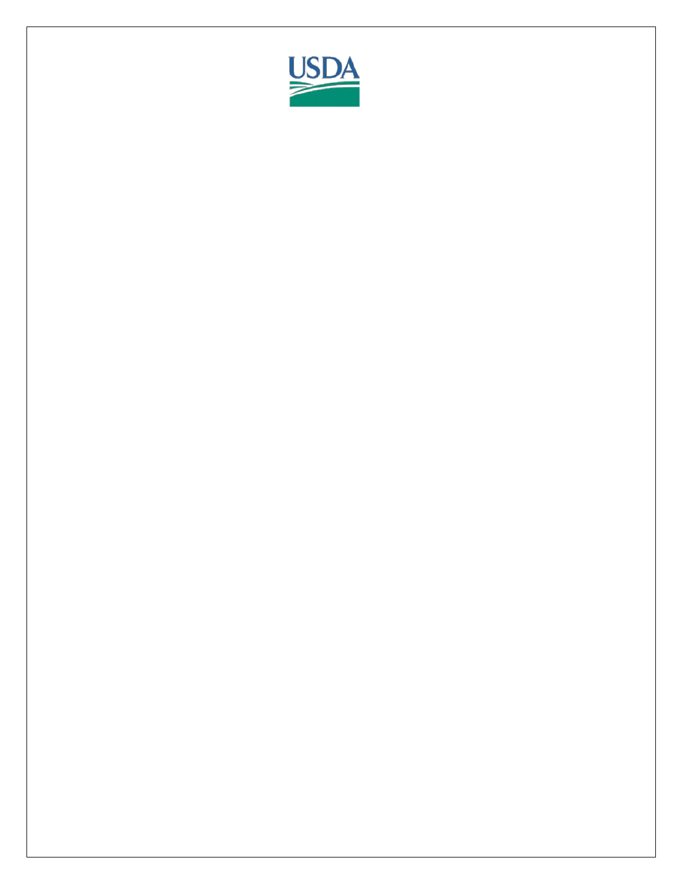USDA